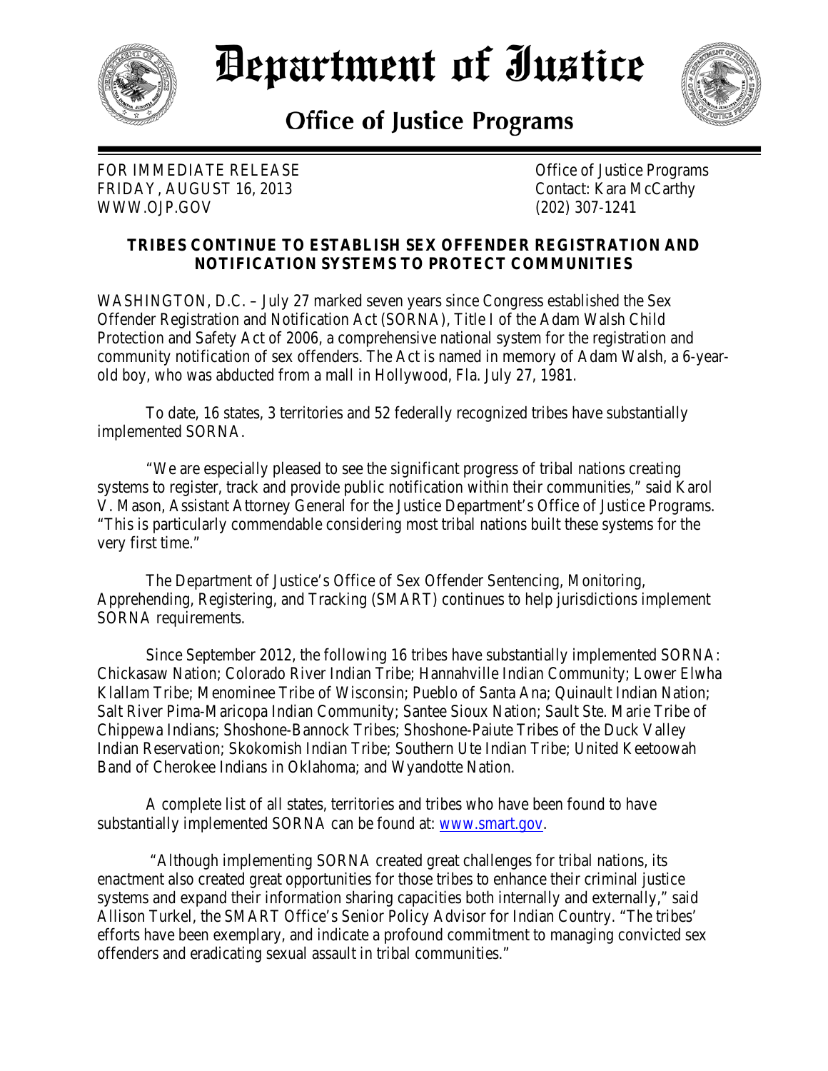# Department of Justice

## Office of Justice Programs

FOR IMMEDIATE RELEASE
FRIDAY, AUGUST 16, 2013
WWW.OJP.GOV

Office of Justice Programs
Contact: Kara McCarthy
(202) 307-1241

**TRIBES CONTINUE TO ESTABLISH SEX OFFENDER REGISTRATION AND NOTIFICATION SYSTEMS TO PROTECT COMMUNITIES**

WASHINGTON, D.C. – July 27 marked seven years since Congress established the Sex Offender Registration and Notification Act (SORNA), Title I of the Adam Walsh Child Protection and Safety Act of 2006, a comprehensive national system for the registration and community notification of sex offenders. The Act is named in memory of Adam Walsh, a 6-year-old boy, who was abducted from a mall in Hollywood, Fla. July 27, 1981.

To date, 16 states, 3 territories and 52 federally recognized tribes have substantially implemented SORNA.

"We are especially pleased to see the significant progress of tribal nations creating systems to register, track and provide public notification within their communities," said Karol V. Mason, Assistant Attorney General for the Justice Department's Office of Justice Programs. "This is particularly commendable considering most tribal nations built these systems for the very first time."

The Department of Justice's Office of Sex Offender Sentencing, Monitoring, Apprehending, Registering, and Tracking (SMART) continues to help jurisdictions implement SORNA requirements.

Since September 2012, the following 16 tribes have substantially implemented SORNA: Chickasaw Nation; Colorado River Indian Tribe; Hannahville Indian Community; Lower Elwha Klallam Tribe; Menominee Tribe of Wisconsin; Pueblo of Santa Ana; Quinault Indian Nation; Salt River Pima-Maricopa Indian Community; Santee Sioux Nation; Sault Ste. Marie Tribe of Chippewa Indians; Shoshone-Bannock Tribes; Shoshone-Paiute Tribes of the Duck Valley Indian Reservation; Skokomish Indian Tribe; Southern Ute Indian Tribe; United Keetoowah Band of Cherokee Indians in Oklahoma; and Wyandotte Nation.

A complete list of all states, territories and tribes who have been found to have substantially implemented SORNA can be found at: www.smart.gov.

"Although implementing SORNA created great challenges for tribal nations, its enactment also created great opportunities for those tribes to enhance their criminal justice systems and expand their information sharing capacities both internally and externally," said Allison Turkel, the SMART Office's Senior Policy Advisor for Indian Country. "The tribes' efforts have been exemplary, and indicate a profound commitment to managing convicted sex offenders and eradicating sexual assault in tribal communities."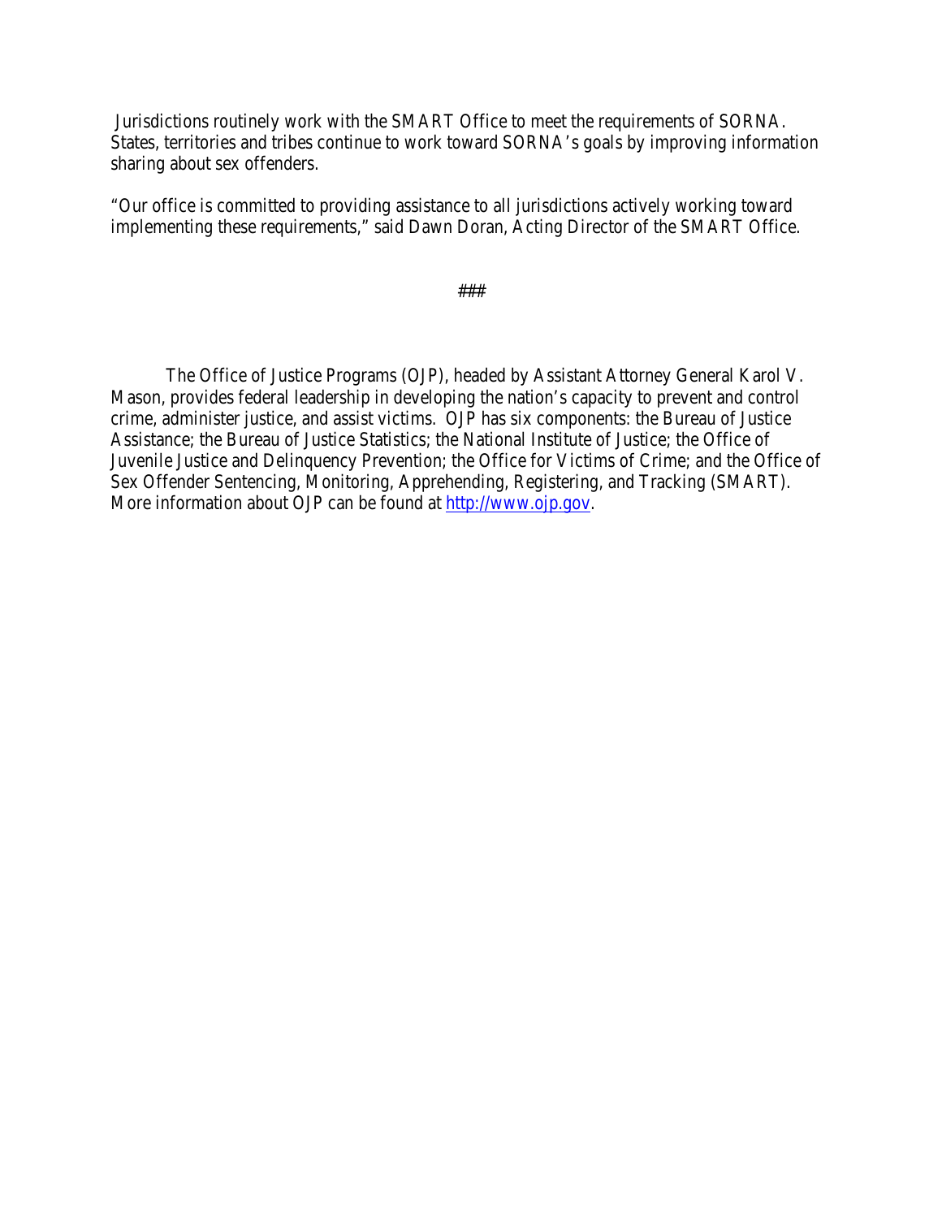Jurisdictions routinely work with the SMART Office to meet the requirements of SORNA. States, territories and tribes continue to work toward SORNA's goals by improving information sharing about sex offenders.

"Our office is committed to providing assistance to all jurisdictions actively working toward implementing these requirements," said Dawn Doran, Acting Director of the SMART Office.

###

The Office of Justice Programs (OJP), headed by Assistant Attorney General Karol V. Mason, provides federal leadership in developing the nation's capacity to prevent and control crime, administer justice, and assist victims. OJP has six components: the Bureau of Justice Assistance; the Bureau of Justice Statistics; the National Institute of Justice; the Office of Juvenile Justice and Delinquency Prevention; the Office for Victims of Crime; and the Office of Sex Offender Sentencing, Monitoring, Apprehending, Registering, and Tracking (SMART). More information about OJP can be found at [http://www.ojp.gov](http://www.ojp.gov).